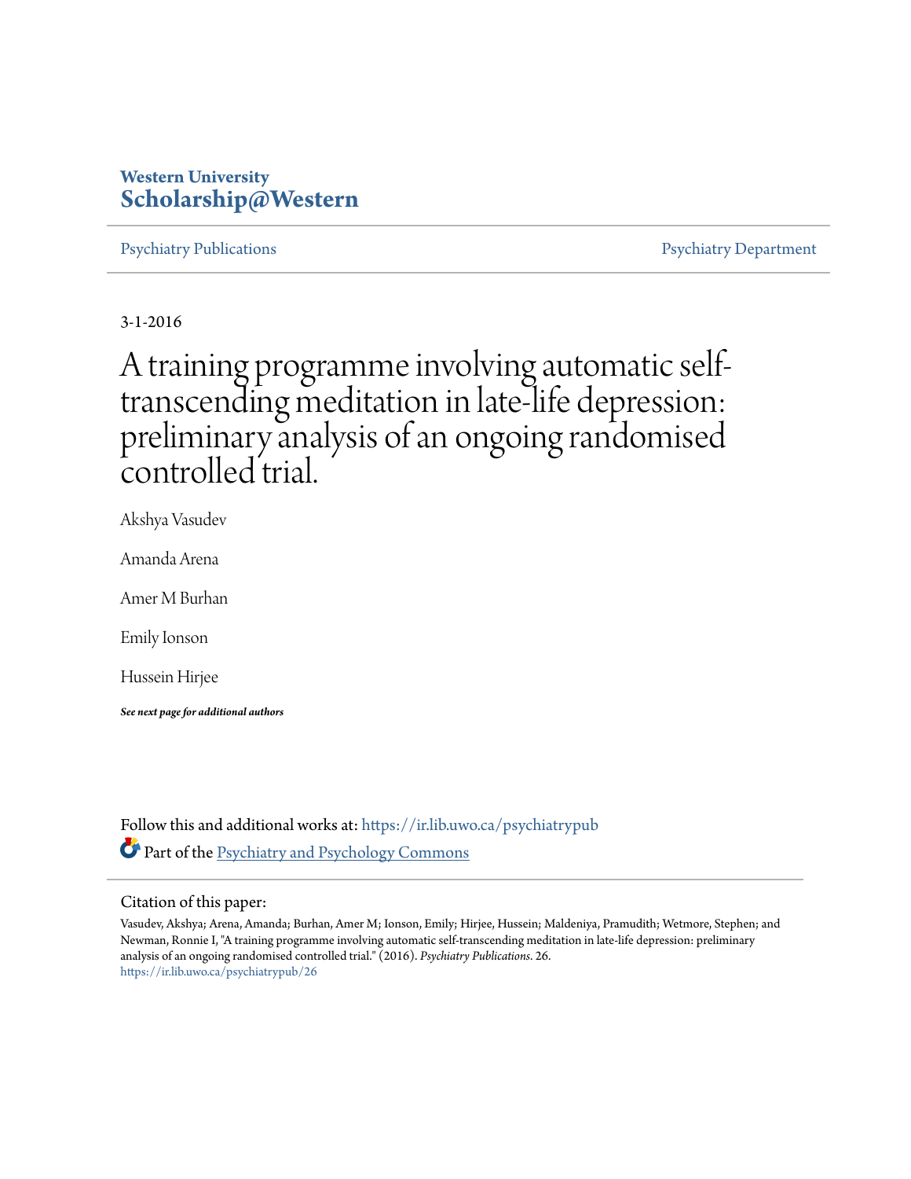**Western University**
**Scholarship@Western**

Psychiatry Publications | Psychiatry Department

3-1-2016

# A training programme involving automatic self-transcending meditation in late-life depression: preliminary analysis of an ongoing randomised controlled trial.

Akshya Vasudev

Amanda Arena

Amer M Burhan

Emily Ionson

Hussein Hirjee

***See next page for additional authors***

Follow this and additional works at: https://ir.lib.uwo.ca/psychiatrypub

Part of the Psychiatry and Psychology Commons

Citation of this paper:

Vasudev, Akshya; Arena, Amanda; Burhan, Amer M; Ionson, Emily; Hirjee, Hussein; Maldeniya, Pramudith; Wetmore, Stephen; and Newman, Ronnie I, "A training programme involving automatic self-transcending meditation in late-life depression: preliminary analysis of an ongoing randomised controlled trial." (2016). *Psychiatry Publications*. 26.
https://ir.lib.uwo.ca/psychiatrypub/26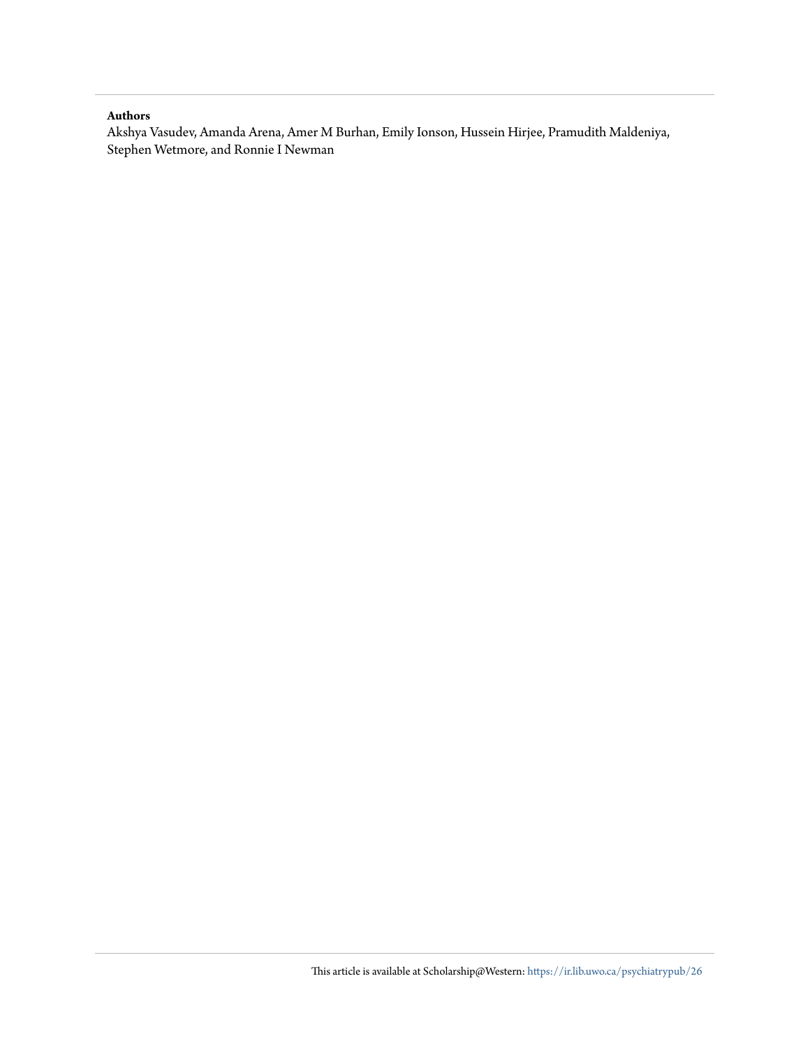**Authors**

Akshya Vasudev, Amanda Arena, Amer M Burhan, Emily Ionson, Hussein Hirjee, Pramudith Maldeniya, Stephen Wetmore, and Ronnie I Newman

This article is available at Scholarship@Western: https://ir.lib.uwo.ca/psychiatrypub/26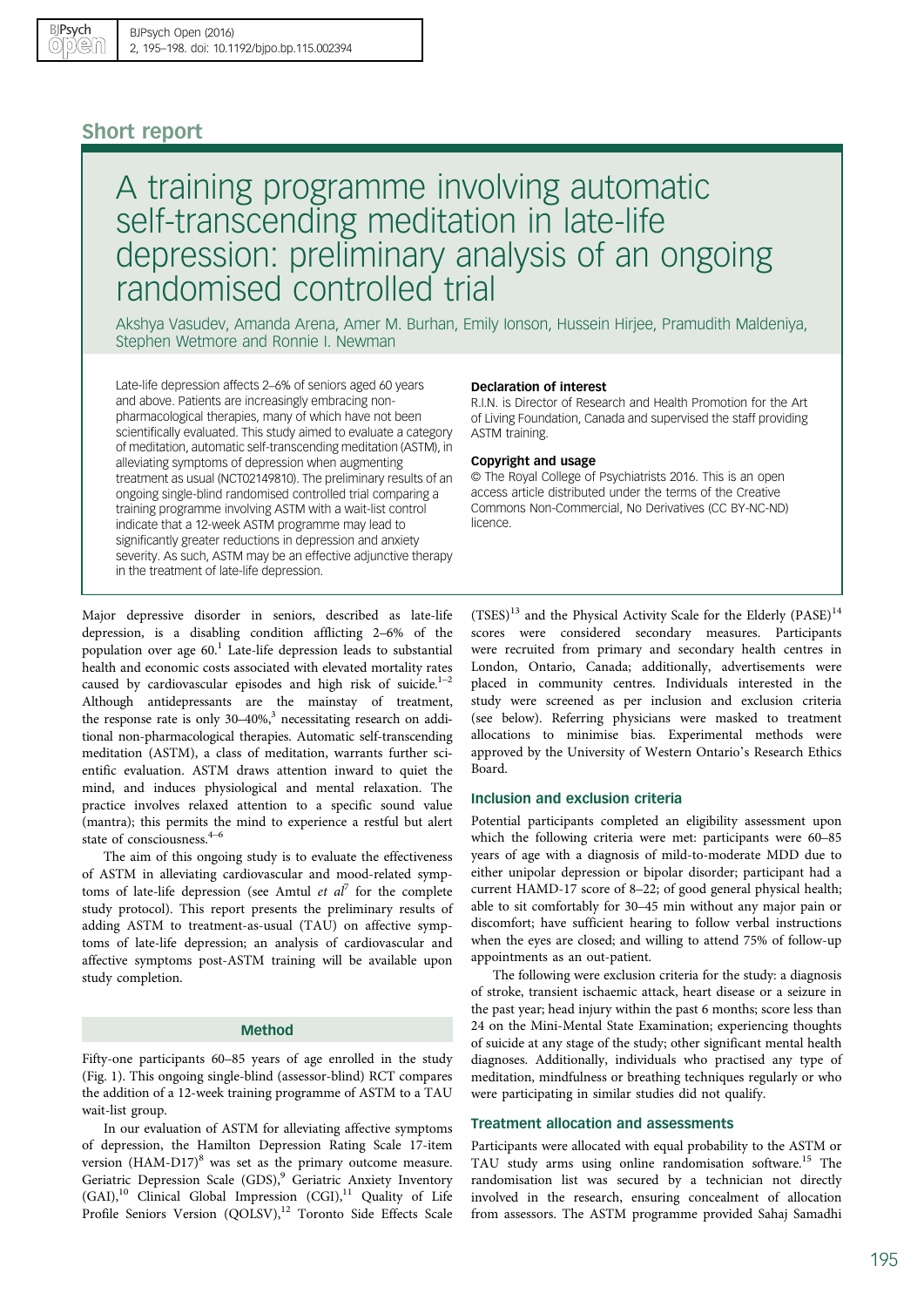## Short report

# A training programme involving automatic self-transcending meditation in late-life depression: preliminary analysis of an ongoing randomised controlled trial

Akshya Vasudev, Amanda Arena, Amer M. Burhan, Emily Ionson, Hussein Hirjee, Pramudith Maldeniya, Stephen Wetmore and Ronnie I. Newman

Late-life depression affects 2–6% of seniors aged 60 years and above. Patients are increasingly embracing non-pharmacological therapies, many of which have not been scientifically evaluated. This study aimed to evaluate a category of meditation, automatic self-transcending meditation (ASTM), in alleviating symptoms of depression when augmenting treatment as usual (NCT02149810). The preliminary results of an ongoing single-blind randomised controlled trial comparing a training programme involving ASTM with a wait-list control indicate that a 12-week ASTM programme may lead to significantly greater reductions in depression and anxiety severity. As such, ASTM may be an effective adjunctive therapy in the treatment of late-life depression.

**Declaration of interest**

R.I.N. is Director of Research and Health Promotion for the Art of Living Foundation, Canada and supervised the staff providing ASTM training.

**Copyright and usage**

© The Royal College of Psychiatrists 2016. This is an open access article distributed under the terms of the Creative Commons Non-Commercial, No Derivatives (CC BY-NC-ND) licence.

Major depressive disorder in seniors, described as late-life depression, is a disabling condition afflicting 2–6% of the population over age 60.[1] Late-life depression leads to substantial health and economic costs associated with elevated mortality rates caused by cardiovascular episodes and high risk of suicide.[1–2] Although antidepressants are the mainstay of treatment, the response rate is only 30–40%,[3] necessitating research on additional non-pharmacological therapies. Automatic self-transcending meditation (ASTM), a class of meditation, warrants further scientific evaluation. ASTM draws attention inward to quiet the mind, and induces physiological and mental relaxation. The practice involves relaxed attention to a specific sound value (mantra); this permits the mind to experience a restful but alert state of consciousness.[4–6]

The aim of this ongoing study is to evaluate the effectiveness of ASTM in alleviating cardiovascular and mood-related symptoms of late-life depression (see Amtul *et al*[7] for the complete study protocol). This report presents the preliminary results of adding ASTM to treatment-as-usual (TAU) on affective symptoms of late-life depression; an analysis of cardiovascular and affective symptoms post-ASTM training will be available upon study completion.

## Method

Fifty-one participants 60–85 years of age enrolled in the study (Fig. 1). This ongoing single-blind (assessor-blind) RCT compares the addition of a 12-week training programme of ASTM to a TAU wait-list group.

In our evaluation of ASTM for alleviating affective symptoms of depression, the Hamilton Depression Rating Scale 17-item version (HAM-D17)[8] was set as the primary outcome measure. Geriatric Depression Scale (GDS),[9] Geriatric Anxiety Inventory (GAI),[10] Clinical Global Impression (CGI),[11] Quality of Life Profile Seniors Version (QOLSV),[12] Toronto Side Effects Scale (TSES)[13] and the Physical Activity Scale for the Elderly (PASE)[14] scores were considered secondary measures. Participants were recruited from primary and secondary health centres in London, Ontario, Canada; additionally, advertisements were placed in community centres. Individuals interested in the study were screened as per inclusion and exclusion criteria (see below). Referring physicians were masked to treatment allocations to minimise bias. Experimental methods were approved by the University of Western Ontario's Research Ethics Board.

### Inclusion and exclusion criteria

Potential participants completed an eligibility assessment upon which the following criteria were met: participants were 60–85 years of age with a diagnosis of mild-to-moderate MDD due to either unipolar depression or bipolar disorder; participant had a current HAMD-17 score of 8–22; of good general physical health; able to sit comfortably for 30–45 min without any major pain or discomfort; have sufficient hearing to follow verbal instructions when the eyes are closed; and willing to attend 75% of follow-up appointments as an out-patient.

The following were exclusion criteria for the study: a diagnosis of stroke, transient ischaemic attack, heart disease or a seizure in the past year; head injury within the past 6 months; score less than 24 on the Mini-Mental State Examination; experiencing thoughts of suicide at any stage of the study; other significant mental health diagnoses. Additionally, individuals who practised any type of meditation, mindfulness or breathing techniques regularly or who were participating in similar studies did not qualify.

### Treatment allocation and assessments

Participants were allocated with equal probability to the ASTM or TAU study arms using online randomisation software.[15] The randomisation list was secured by a technician not directly involved in the research, ensuring concealment of allocation from assessors. The ASTM programme provided Sahaj Samadhi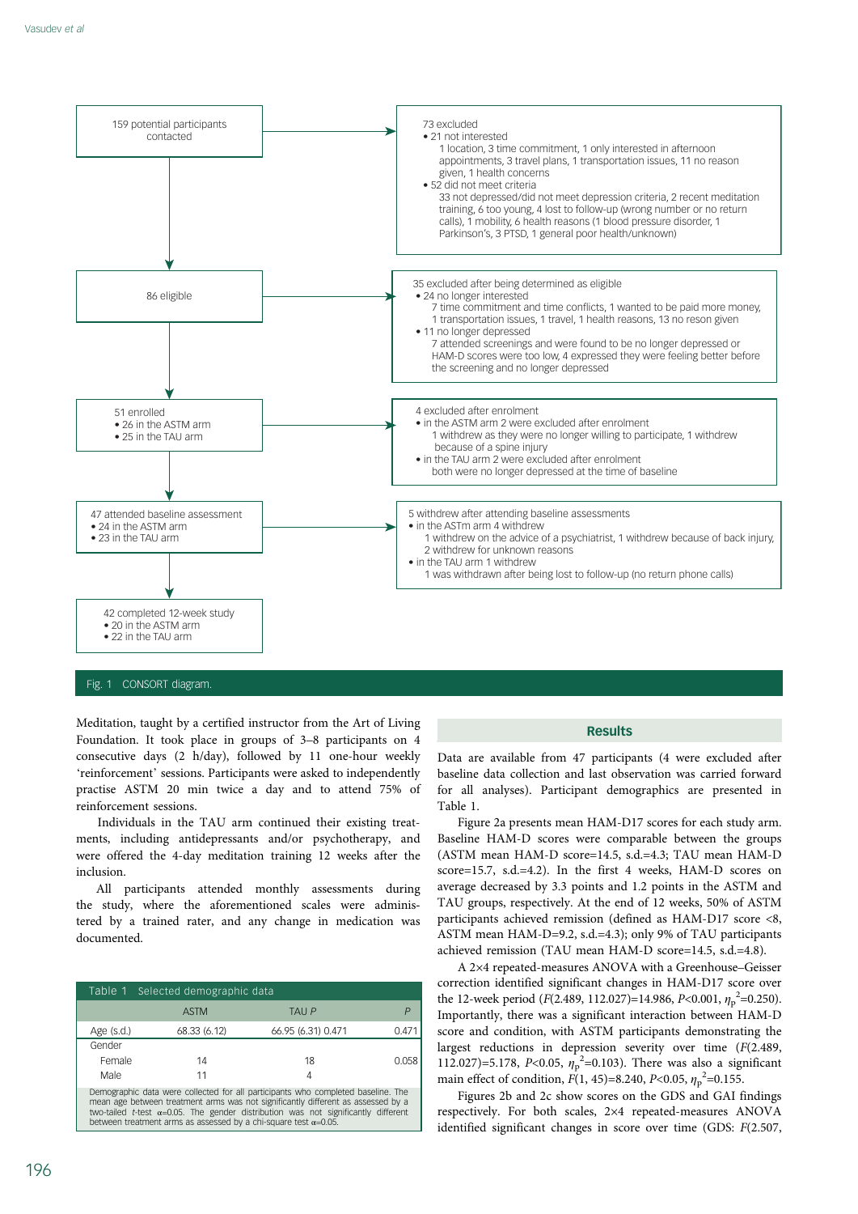159 potential participants contacted

73 excluded
- 21 not interested
  1 location, 3 time commitment, 1 only interested in afternoon appointments, 3 travel plans, 1 transportation issues, 11 no reason given, 1 health concerns
- 52 did not meet criteria
  33 not depressed/did not meet depression criteria, 2 recent meditation training, 6 too young, 4 lost to follow-up (wrong number or no return calls), 1 mobility, 6 health reasons (1 blood pressure disorder, 1 Parkinson's, 3 PTSD, 1 general poor health/unknown)

86 eligible

35 excluded after being determined as eligible
- 24 no longer interested
  7 time commitment and time conflicts, 1 wanted to be paid more money, 1 transportation issues, 1 travel, 1 health reasons, 13 no reson given
- 11 no longer depressed
  7 attended screenings and were found to be no longer depressed or HAM-D scores were too low, 4 expressed they were feeling better before the screening and no longer depressed

51 enrolled
- 26 in the ASTM arm
- 25 in the TAU arm

4 excluded after enrolment
- in the ASTM arm 2 were excluded after enrolment
  1 withdrew as they were no longer willing to participate, 1 withdrew because of a spine injury
- in the TAU arm 2 were excluded after enrolment
  both were no longer depressed at the time of baseline

47 attended baseline assessment
- 24 in the ASTM arm
- 23 in the TAU arm

5 withdrew after attending baseline assessments
- in the ASTm arm 4 withdrew
  1 withdrew on the advice of a psychiatrist, 1 withdrew because of back injury, 2 withdrew for unknown reasons
- in the TAU arm 1 withdrew
  1 was withdrawn after being lost to follow-up (no return phone calls)

42 completed 12-week study
- 20 in the ASTM arm
- 22 in the TAU arm

Fig. 1 CONSORT diagram.

Meditation, taught by a certified instructor from the Art of Living Foundation. It took place in groups of 3–8 participants on 4 consecutive days (2 h/day), followed by 11 one-hour weekly 'reinforcement' sessions. Participants were asked to independently practise ASTM 20 min twice a day and to attend 75% of reinforcement sessions.

Individuals in the TAU arm continued their existing treatments, including antidepressants and/or psychotherapy, and were offered the 4-day meditation training 12 weeks after the inclusion.

All participants attended monthly assessments during the study, where the aforementioned scales were administered by a trained rater, and any change in medication was documented.

Table 1 Selected demographic data

| | ASTM | TAU *P* | *P* |
|---|---|---|---|
| Age (s.d.) | 68.33 (6.12) | 66.95 (6.31) 0.471 | 0.471 |
| Gender | | | |
| Female | 14 | 18 | 0.058 |
| Male | 11 | 4 | |

Demographic data were collected for all participants who completed baseline. The mean age between treatment arms was not significantly different as assessed by a two-tailed *t*-test $\alpha$=0.05. The gender distribution was not significantly different between treatment arms as assessed by a chi-square test $\alpha$=0.05.

## Results

Data are available from 47 participants (4 were excluded after baseline data collection and last observation was carried forward for all analyses). Participant demographics are presented in Table 1.

Figure 2a presents mean HAM-D17 scores for each study arm. Baseline HAM-D scores were comparable between the groups (ASTM mean HAM-D score=14.5, s.d.=4.3; TAU mean HAM-D score=15.7, s.d.=4.2). In the first 4 weeks, HAM-D scores on average decreased by 3.3 points and 1.2 points in the ASTM and TAU groups, respectively. At the end of 12 weeks, 50% of ASTM participants achieved remission (defined as HAM-D17 score <8, ASTM mean HAM-D=9.2, s.d.=4.3); only 9% of TAU participants achieved remission (TAU mean HAM-D score=14.5, s.d.=4.8).

A 2×4 repeated-measures ANOVA with a Greenhouse–Geisser correction identified significant changes in HAM-D17 score over the 12-week period ($F(2.489, 112.027)=14.986$, $P<0.001$, $\eta_p^2=0.250$). Importantly, there was a significant interaction between HAM-D score and condition, with ASTM participants demonstrating the largest reductions in depression severity over time ($F(2.489, 112.027)=5.178$, $P<0.05$, $\eta_p^2=0.103$). There was also a significant main effect of condition, $F(1, 45)=8.240$, $P<0.05$, $\eta_p^2=0.155$.

Figures 2b and 2c show scores on the GDS and GAI findings respectively. For both scales, 2×4 repeated-measures ANOVA identified significant changes in score over time (GDS: $F$(2.507,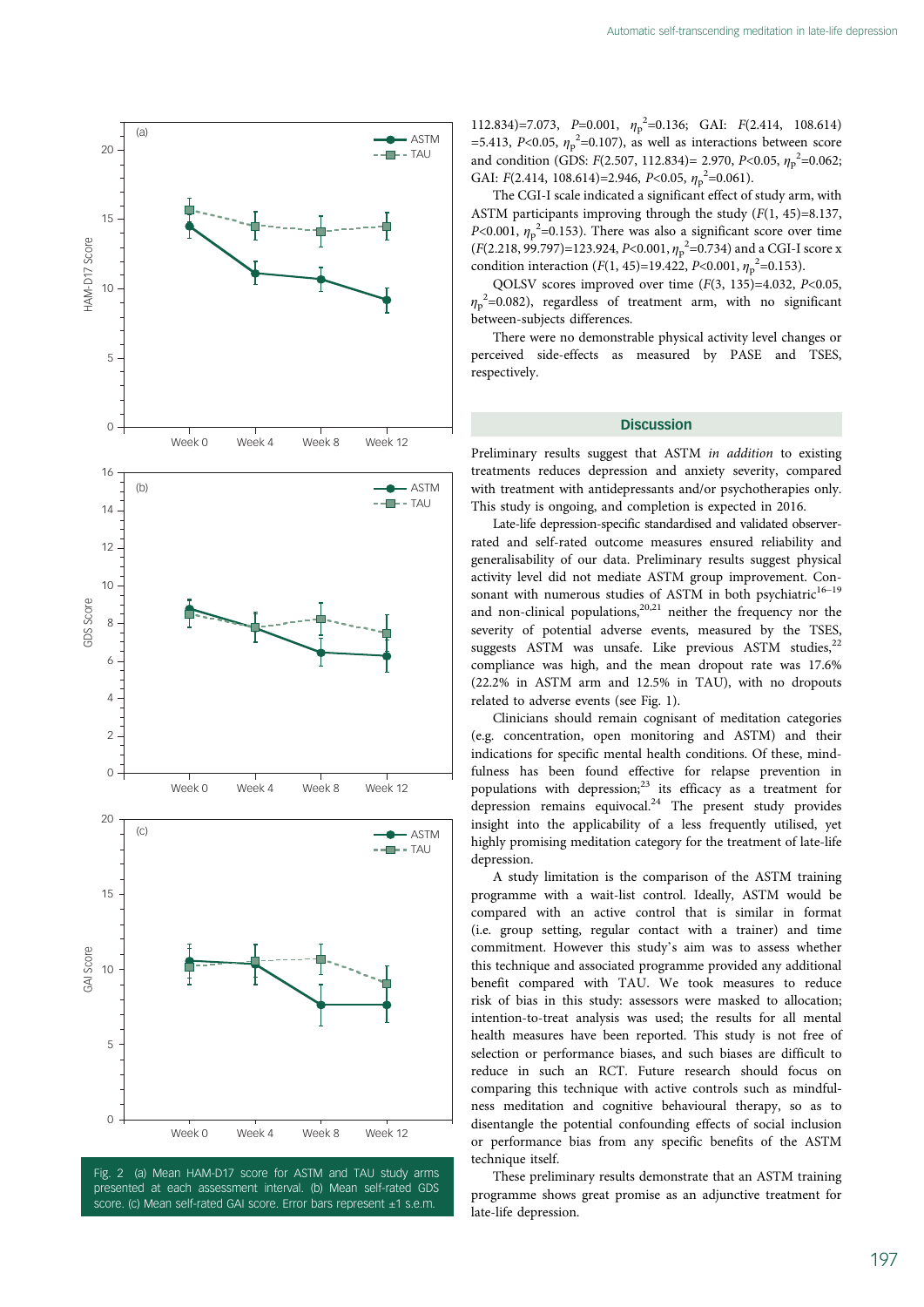112.834)=7.073, $P$=0.001, $\eta_p^2$=0.136; GAI: $F(2.414, 108.614)$ =5.413, $P$<0.05, $\eta_p^2$=0.107), as well as interactions between score and condition (GDS: $F(2.507, 112.834)$= 2.970, $P$<0.05, $\eta_p^2$=0.062; GAI: $F(2.414, 108.614)$=2.946, $P$<0.05, $\eta_p^2$=0.061).

The CGI-I scale indicated a significant effect of study arm, with ASTM participants improving through the study ($F(1, 45)$=8.137, $P$<0.001, $\eta_p^2$=0.153). There was also a significant score over time ($F(2.218, 99.797)$=123.924, $P$<0.001, $\eta_p^2$=0.734) and a CGI-I score x condition interaction ($F(1, 45)$=19.422, $P$<0.001, $\eta_p^2$=0.153).

QOLSV scores improved over time ($F(3, 135)$=4.032, $P$<0.05, $\eta_p^2$=0.082), regardless of treatment arm, with no significant between-subjects differences.

There were no demonstrable physical activity level changes or perceived side-effects as measured by PASE and TSES, respectively.

Fig. 2 (a) Mean HAM-D17 score for ASTM and TAU study arms presented at each assessment interval. (b) Mean self-rated GDS score. (c) Mean self-rated GAI score. Error bars represent ±1 s.e.m.

## Discussion

Preliminary results suggest that ASTM *in addition* to existing treatments reduces depression and anxiety severity, compared with treatment with antidepressants and/or psychotherapies only. This study is ongoing, and completion is expected in 2016.

Late-life depression-specific standardised and validated observer-rated and self-rated outcome measures ensured reliability and generalisability of our data. Preliminary results suggest physical activity level did not mediate ASTM group improvement. Consonant with numerous studies of ASTM in both psychiatric[16–19] and non-clinical populations,[20,21] neither the frequency nor the severity of potential adverse events, measured by the TSES, suggests ASTM was unsafe. Like previous ASTM studies,[22] compliance was high, and the mean dropout rate was 17.6% (22.2% in ASTM arm and 12.5% in TAU), with no dropouts related to adverse events (see Fig. 1).

Clinicians should remain cognisant of meditation categories (e.g. concentration, open monitoring and ASTM) and their indications for specific mental health conditions. Of these, mindfulness has been found effective for relapse prevention in populations with depression;[23] its efficacy as a treatment for depression remains equivocal.[24] The present study provides insight into the applicability of a less frequently utilised, yet highly promising meditation category for the treatment of late-life depression.

A study limitation is the comparison of the ASTM training programme with a wait-list control. Ideally, ASTM would be compared with an active control that is similar in format (i.e. group setting, regular contact with a trainer) and time commitment. However this study's aim was to assess whether this technique and associated programme provided any additional benefit compared with TAU. We took measures to reduce risk of bias in this study: assessors were masked to allocation; intention-to-treat analysis was used; the results for all mental health measures have been reported. This study is not free of selection or performance biases, and such biases are difficult to reduce in such an RCT. Future research should focus on comparing this technique with active controls such as mindfulness meditation and cognitive behavioural therapy, so as to disentangle the potential confounding effects of social inclusion or performance bias from any specific benefits of the ASTM technique itself.

These preliminary results demonstrate that an ASTM training programme shows great promise as an adjunctive treatment for late-life depression.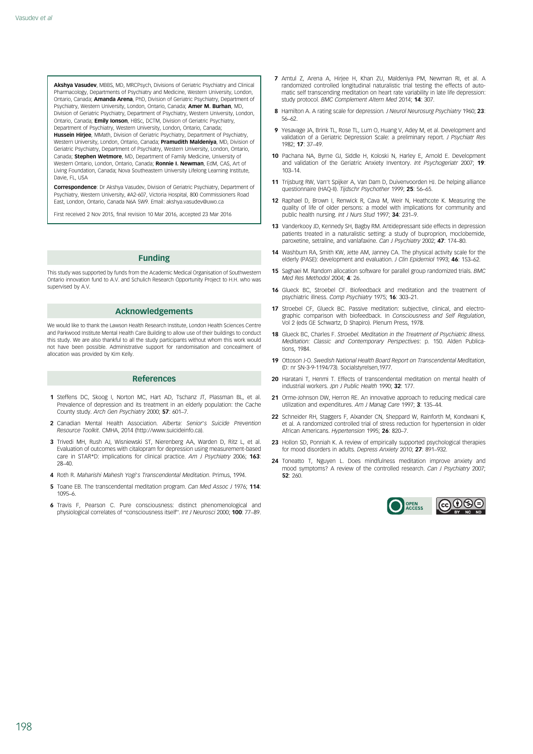**Akshya Vasudev**, MBBS, MD, MRCPsych, Divisions of Geriatric Psychiatry and Clinical Pharmacology, Departments of Psychiatry and Medicine, Western University, London, Ontario, Canada; **Amanda Arena**, PhD, Division of Geriatric Psychiatry, Department of Psychiatry, Western University, London, Ontario, Canada; **Amer M. Burhan**, MD, Division of Geriatric Psychiatry, Department of Psychiatry, Western University, London, Ontario, Canada; **Emily Ionson**, HBSc, DCTM, Division of Geriatric Psychiatry, Department of Psychiatry, Western University, London, Ontario, Canada; **Hussein Hirjee**, MMath, Division of Geriatric Psychiatry, Department of Psychiatry, Western University, London, Ontario, Canada; **Pramudith Maldeniya**, MD, Division of Geriatric Psychiatry, Department of Psychiatry, Western University, London, Ontario, Canada; **Stephen Wetmore**, MD, Department of Family Medicine, University of Western Ontario, London, Ontario, Canada; **Ronnie I. Newman**, EdM, CAS, Art of Living Foundation, Canada; Nova Southeastern University Lifelong Learning Institute, Davie, FL, USA

**Correspondence**: Dr Akshya Vasudev, Division of Geriatric Psychiatry, Department of Psychiatry, Western University, #A2-607, Victoria Hospital, 800 Commissioners Road East, London, Ontario, Canada N6A 5W9. Email: akshya.vasudev@uwo.ca

First received 2 Nov 2015, final revision 10 Mar 2016, accepted 23 Mar 2016

## Funding

This study was supported by funds from the Academic Medical Organisation of Southwestern Ontario innovation fund to A.V. and Schulich Research Opportunity Project to H.H. who was supervised by A.V.

## Acknowledgements

We would like to thank the Lawson Health Research Institute, London Health Sciences Centre and Parkwood Institute Mental Health Care Building to allow use of their buildings to conduct this study. We are also thankful to all the study participants without whom this work would not have been possible. Administrative support for randomisation and concealment of allocation was provided by Kim Kelly.

## References

1. Steffens DC, Skoog I, Norton MC, Hart AD, Tschanz JT, Plassman BL, et al. Prevalence of depression and its treatment in an elderly population: the Cache County study. *Arch Gen Psychiatry* 2000; **57**: 601–7.
2. Canadian Mental Health Association. *Alberta: Senior's Suicide Prevention Resource Toolkit*. CMHA, 2014 (http://www.suicideinfo.ca).
3. Trivedi MH, Rush AJ, Wisniewski ST, Nierenberg AA, Warden D, Ritz L, et al. Evaluation of outcomes with citalopram for depression using measurement-based care in STAR*D: implications for clinical practice. *Am J Psychiatry* 2006; **163**: 28–40.
4. Roth R. *Maharishi Mahesh Yogi's Transcendental Meditation*. Primus, 1994.
5. Toane EB. The transcendental meditation program. *Can Med Assoc J* 1976; **114**: 1095–6.
6. Travis F, Pearson C. Pure consciousness: distinct phenomenological and physiological correlates of "consciousness itself". *Int J Neurosci* 2000; **100**: 77–89.
7. Amtul Z, Arena A, Hirjee H, Khan ZU, Maldeniya PM, Newman RI, et al. A randomized controlled longitudinal naturalistic trial testing the effects of automatic self transcending meditation on heart rate variability in late life depression: study protocol. *BMC Complement Altern Med* 2014; **14**: 307.
8. Hamilton A. A rating scale for depression. *J Neurol Neurosurg Psychiatry* 1960; **23**: 56–62.
9. Yesavage JA, Brink TL, Rose TL, Lum O, Huang V, Adey M, et al. Development and validation of a Geriatric Depression Scale: a preliminary report. *J Psychiatr Res* 1982; **17**: 37–49.
10. Pachana NA, Byrne GJ, Siddle H, Koloski N, Harley E, Arnold E. Development and validation of the Geriatric Anxiety Inventory. *Int Psychogeriatr* 2007; **19**: 103–14.
11. Trijsburg RW, Van't Spijker A, Van Dam D, Duivenvoorden HJ. De helping alliance questionnaire (HAQ-II). *Tijdschr Psychother* 1999; **25**: 56–65.
12. Raphael D, Brown I, Renwick R, Cava M, Weir N, Heathcote K. Measuring the quality of life of older persons: a model with implications for community and public health nursing. *Int J Nurs Stud* 1997; **34**: 231–9.
13. Vanderkooy JD, Kennedy SH, Bagby RM. Antidepressant side effects in depression patients treated in a naturalistic setting: a study of buproprion, moclobemide, paroxetine, setraline, and vanlafaxine. *Can J Psychiatry* 2002; **47**: 174–80.
14. Washburn RA, Smith KW, Jette AM, Janney CA. The physical activity scale for the elderly (PASE): development and evaluation. *J Clin Epidemiol* 1993; **46**: 153–62.
15. Saghaei M. Random allocation software for parallel group randomized trials. *BMC Med Res Methodol* 2004; **4**: 26.
16. Glueck BC, Stroebel CF. Biofeedback and meditation and the treatment of psychiatric illness. *Comp Psychiatry* 1975; **16**: 303–21.
17. Stroebel CF, Glueck BC. Passive meditation: subjective, clinical, and electrographic comparison with biofeedback. In *Consciousness and Self Regulation*, Vol 2 (eds GE Schwartz, D Shapiro). Plenum Press, 1978.
18. Glueck BC, Charles F. *Stroebel. Meditation in the Treatment of Psychiatric Illness. Meditation: Classic and Contemporary Perspectives*: p. 150. Alden Publications, 1984.
19. Ottoson J-O. *Swedish National Health Board Report on Transcendental Meditation*, (D: nr SN-3-9-1194/73). Socialstyrelsen,1977.
20. Haratani T, Henmi T. Effects of transcendental meditation on mental health of industrial workers. *Jpn J Public Health* 1990; **32**: 177.
21. Orme-Johnson DW, Herron RE. An innovative approach to reducing medical care utilization and expenditures. *Am J Manag Care* 1997; **3**: 135–44.
22. Schneider RH, Staggers F, Alxander CN, Sheppard W, Rainforth M, Kondwani K, et al. A randomized controlled trial of stress reduction for hypertension in older African Americans. *Hypertension* 1995; **26**: 820–7.
23. Hollon SD, Ponniah K. A review of empirically supported psychological therapies for mood disorders in adults. *Depress Anxiety* 2010; **27**: 891–932.
24. Toneatto T, Nguyen L. Does mindfulness meditation improve anxiety and mood symptoms? A review of the controlled research. *Can J Psychiatry* 2007; **52**: 260.